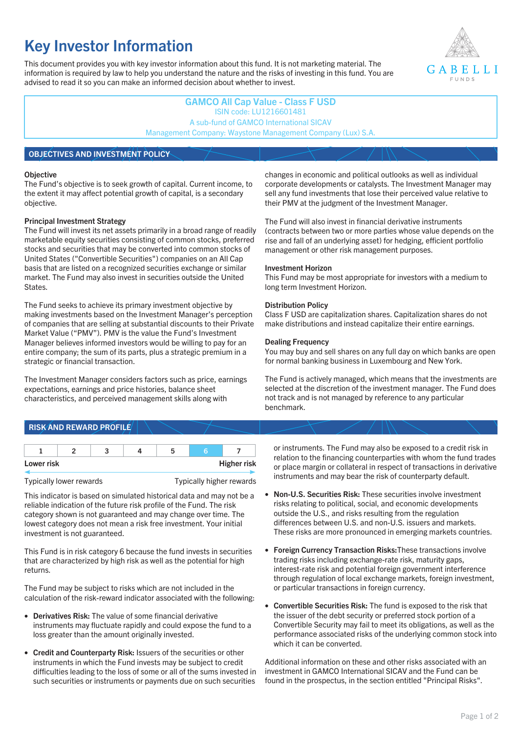# Key Investor Information

This document provides you with key investor information about this fund. It is not marketing material. The information is required by law to help you understand the nature and the risks of investing in this fund. You are advised to read it so you can make an informed decision about whether to invest.

**GAMCO All Cap Value - Class F USD**
ISIN code: LU1216601481
A sub-fund of GAMCO International SICAV
Management Company: Waystone Management Company (Lux) S.A.

## OBJECTIVES AND INVESTMENT POLICY

**Objective**
The Fund's objective is to seek growth of capital. Current income, to the extent it may affect potential growth of capital, is a secondary objective.

**Principal Investment Strategy**
The Fund will invest its net assets primarily in a broad range of readily marketable equity securities consisting of common stocks, preferred stocks and securities that may be converted into common stocks of United States ("Convertible Securities") companies on an All Cap basis that are listed on a recognized securities exchange or similar market. The Fund may also invest in securities outside the United States.

The Fund seeks to achieve its primary investment objective by making investments based on the Investment Manager's perception of companies that are selling at substantial discounts to their Private Market Value ("PMV"). PMV is the value the Fund's Investment Manager believes informed investors would be willing to pay for an entire company; the sum of its parts, plus a strategic premium in a strategic or financial transaction.

The Investment Manager considers factors such as price, earnings expectations, earnings and price histories, balance sheet characteristics, and perceived management skills along with changes in economic and political outlooks as well as individual corporate developments or catalysts. The Investment Manager may sell any fund investments that lose their perceived value relative to their PMV at the judgment of the Investment Manager.

The Fund will also invest in financial derivative instruments (contracts between two or more parties whose value depends on the rise and fall of an underlying asset) for hedging, efficient portfolio management or other risk management purposes.

**Investment Horizon**
This Fund may be most appropriate for investors with a medium to long term Investment Horizon.

**Distribution Policy**
Class F USD are capitalization shares. Capitalization shares do not make distributions and instead capitalize their entire earnings.

**Dealing Frequency**
You may buy and sell shares on any full day on which banks are open for normal banking business in Luxembourg and New York.

The Fund is actively managed, which means that the investments are selected at the discretion of the investment manager. The Fund does not track and is not managed by reference to any particular benchmark.

## RISK AND REWARD PROFILE

| 1 | 2 | 3 | 4 | 5 | **6** | 7 |
|---|---|---|---|---|---|---|

Lower risk — Higher risk

Typically lower rewards — Typically higher rewards

This indicator is based on simulated historical data and may not be a reliable indication of the future risk profile of the Fund. The risk category shown is not guaranteed and may change over time. The lowest category does not mean a risk free investment. Your initial investment is not guaranteed.

This Fund is in risk category 6 because the fund invests in securities that are characterized by high risk as well as the potential for high returns.

The Fund may be subject to risks which are not included in the calculation of the risk-reward indicator associated with the following:

- **Derivatives Risk:** The value of some financial derivative instruments may fluctuate rapidly and could expose the fund to a loss greater than the amount originally invested.
- **Credit and Counterparty Risk:** Issuers of the securities or other instruments in which the Fund invests may be subject to credit difficulties leading to the loss of some or all of the sums invested in such securities or instruments or payments due on such securities or instruments. The Fund may also be exposed to a credit risk in relation to the financing counterparties with whom the fund trades or place margin or collateral in respect of transactions in derivative instruments and may bear the risk of counterparty default.
- **Non-U.S. Securities Risk:** These securities involve investment risks relating to political, social, and economic developments outside the U.S., and risks resulting from the regulation differences between U.S. and non-U.S. issuers and markets. These risks are more pronounced in emerging markets countries.
- **Foreign Currency Transaction Risks:** These transactions involve trading risks including exchange-rate risk, maturity gaps, interest-rate risk and potential foreign government interference through regulation of local exchange markets, foreign investment, or particular transactions in foreign currency.
- **Convertible Securities Risk:** The fund is exposed to the risk that the issuer of the debt security or preferred stock portion of a Convertible Security may fail to meet its obligations, as well as the performance associated risks of the underlying common stock into which it can be converted.

Additional information on these and other risks associated with an investment in GAMCO International SICAV and the Fund can be found in the prospectus, in the section entitled "Principal Risks".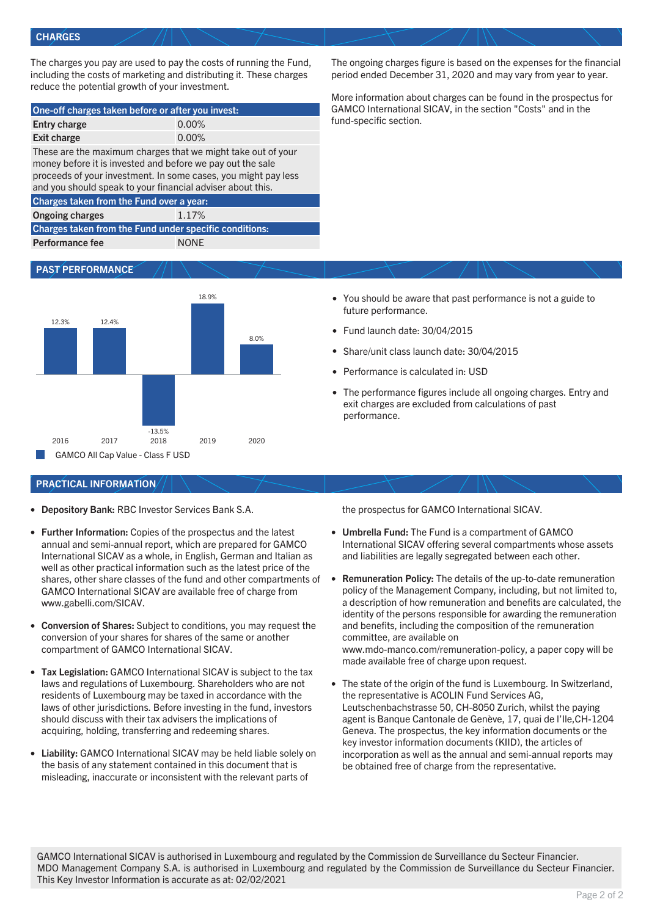## CHARGES

The charges you pay are used to pay the costs of running the Fund, including the costs of marketing and distributing it. These charges reduce the potential growth of your investment.

| One-off charges taken before or after you invest: | |
|---|---|
| **Entry charge** | 0.00% |
| **Exit charge** | 0.00% |
| These are the maximum charges that we might take out of your money before it is invested and before we pay out the sale proceeds of your investment. In some cases, you might pay less and you should speak to your financial adviser about this. | |
| **Charges taken from the Fund over a year:** | |
| **Ongoing charges** | 1.17% |
| **Charges taken from the Fund under specific conditions:** | |
| **Performance fee** | NONE |

The ongoing charges figure is based on the expenses for the financial period ended December 31, 2020 and may vary from year to year.

More information about charges can be found in the prospectus for GAMCO International SICAV, in the section "Costs" and in the fund-specific section.

## PAST PERFORMANCE

12.3%
12.4%
-13.5%
18.9%
8.0%

2016
2017
2018
2019
2020

GAMCO All Cap Value - Class F USD

- You should be aware that past performance is not a guide to future performance.
- Fund launch date: 30/04/2015
- Share/unit class launch date: 30/04/2015
- Performance is calculated in: USD
- The performance figures include all ongoing charges. Entry and exit charges are excluded from calculations of past performance.

## PRACTICAL INFORMATION

- **Depository Bank:** RBC Investor Services Bank S.A.
- **Further Information:** Copies of the prospectus and the latest annual and semi-annual report, which are prepared for GAMCO International SICAV as a whole, in English, German and Italian as well as other practical information such as the latest price of the shares, other share classes of the fund and other compartments of GAMCO International SICAV are available free of charge from www.gabelli.com/SICAV.
- **Conversion of Shares:** Subject to conditions, you may request the conversion of your shares for shares of the same or another compartment of GAMCO International SICAV.
- **Tax Legislation:** GAMCO International SICAV is subject to the tax laws and regulations of Luxembourg. Shareholders who are not residents of Luxembourg may be taxed in accordance with the laws of other jurisdictions. Before investing in the fund, investors should discuss with their tax advisers the implications of acquiring, holding, transferring and redeeming shares.
- **Liability:** GAMCO International SICAV may be held liable solely on the basis of any statement contained in this document that is misleading, inaccurate or inconsistent with the relevant parts of the prospectus for GAMCO International SICAV.
- **Umbrella Fund:** The Fund is a compartment of GAMCO International SICAV offering several compartments whose assets and liabilities are legally segregated between each other.
- **Remuneration Policy:** The details of the up-to-date remuneration policy of the Management Company, including, but not limited to, a description of how remuneration and benefits are calculated, the identity of the persons responsible for awarding the remuneration and benefits, including the composition of the remuneration committee, are available on www.mdo-manco.com/remuneration-policy, a paper copy will be made available free of charge upon request.
- The state of the origin of the fund is Luxembourg. In Switzerland, the representative is ACOLIN Fund Services AG, Leutschenbachstrasse 50, CH-8050 Zurich, whilst the paying agent is Banque Cantonale de Genève, 17, quai de l'Ile,CH-1204 Geneva. The prospectus, the key information documents or the key investor information documents (KIID), the articles of incorporation as well as the annual and semi-annual reports may be obtained free of charge from the representative.

GAMCO International SICAV is authorised in Luxembourg and regulated by the Commission de Surveillance du Secteur Financier.
MDO Management Company S.A. is authorised in Luxembourg and regulated by the Commission de Surveillance du Secteur Financier.
This Key Investor Information is accurate as at: 02/02/2021